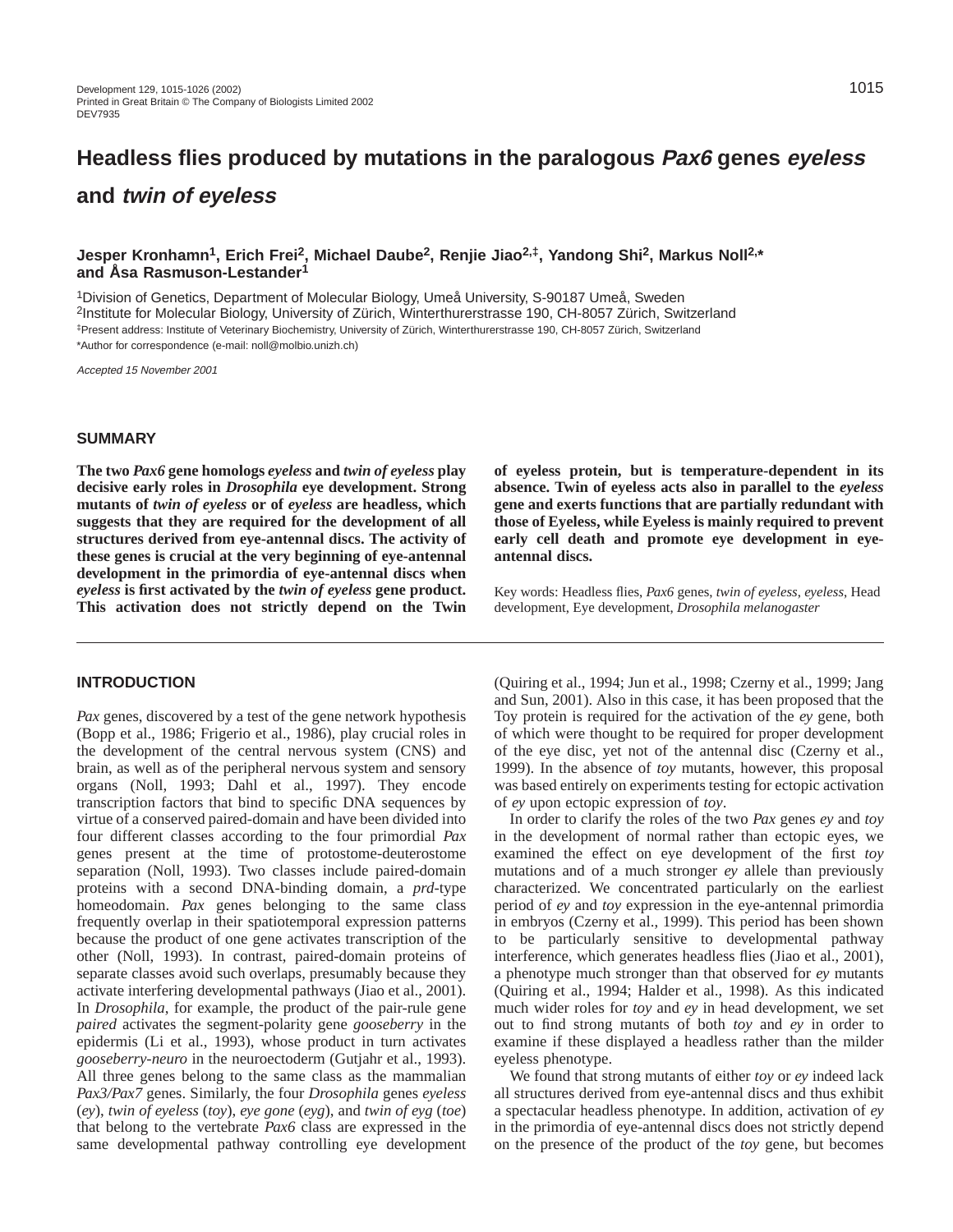# Headless flies produced by mutations in the paralogous *Pax6* genes *eyeless* and *twin of eyeless*

**Jesper Kronhamn[1], Erich Frei[2], Michael Daube[2], Renjie Jiao[2,‡], Yandong Shi[2], Markus Noll[2,*] and Åsa Rasmuson-Lestander[1]**

[1]Division of Genetics, Department of Molecular Biology, Umeå University, S-90187 Umeå, Sweden
[2]Institute for Molecular Biology, University of Zürich, Winterthurerstrasse 190, CH-8057 Zürich, Switzerland
‡Present address: Institute of Veterinary Biochemistry, University of Zürich, Winterthurerstrasse 190, CH-8057 Zürich, Switzerland
*Author for correspondence (e-mail: noll@molbio.unizh.ch)

*Accepted 15 November 2001*

## SUMMARY

**The two *Pax6* gene homologs *eyeless* and *twin of eyeless* play decisive early roles in *Drosophila* eye development. Strong mutants of *twin of eyeless* or of *eyeless* are headless, which suggests that they are required for the development of all structures derived from eye-antennal discs. The activity of these genes is crucial at the very beginning of eye-antennal development in the primordia of eye-antennal discs when *eyeless* is first activated by the *twin of eyeless* gene product. This activation does not strictly depend on the Twin of eyeless protein, but is temperature-dependent in its absence. Twin of eyeless acts also in parallel to the *eyeless* gene and exerts functions that are partially redundant with those of Eyeless, while Eyeless is mainly required to prevent early cell death and promote eye development in eye-antennal discs.**

Key words: Headless flies, *Pax6* genes, *twin of eyeless*, *eyeless*, Head development, Eye development, *Drosophila melanogaster*

## INTRODUCTION

*Pax* genes, discovered by a test of the gene network hypothesis (Bopp et al., 1986; Frigerio et al., 1986), play crucial roles in the development of the central nervous system (CNS) and brain, as well as of the peripheral nervous system and sensory organs (Noll, 1993; Dahl et al., 1997). They encode transcription factors that bind to specific DNA sequences by virtue of a conserved paired-domain and have been divided into four different classes according to the four primordial *Pax* genes present at the time of protostome-deuterostome separation (Noll, 1993). Two classes include paired-domain proteins with a second DNA-binding domain, a *prd*-type homeodomain. *Pax* genes belonging to the same class frequently overlap in their spatiotemporal expression patterns because the product of one gene activates transcription of the other (Noll, 1993). In contrast, paired-domain proteins of separate classes avoid such overlaps, presumably because they activate interfering developmental pathways (Jiao et al., 2001). In *Drosophila*, for example, the product of the pair-rule gene *paired* activates the segment-polarity gene *gooseberry* in the epidermis (Li et al., 1993), whose product in turn activates *gooseberry-neuro* in the neuroectoderm (Gutjahr et al., 1993). All three genes belong to the same class as the mammalian *Pax3/Pax7* genes. Similarly, the four *Drosophila* genes *eyeless* (*ey*), *twin of eyeless* (*toy*), *eye gone* (*eyg*), and *twin of eyg* (*toe*) that belong to the vertebrate *Pax6* class are expressed in the same developmental pathway controlling eye development (Quiring et al., 1994; Jun et al., 1998; Czerny et al., 1999; Jang and Sun, 2001). Also in this case, it has been proposed that the Toy protein is required for the activation of the *ey* gene, both of which were thought to be required for proper development of the eye disc, yet not of the antennal disc (Czerny et al., 1999). In the absence of *toy* mutants, however, this proposal was based entirely on experiments testing for ectopic activation of *ey* upon ectopic expression of *toy*.

In order to clarify the roles of the two *Pax* genes *ey* and *toy* in the development of normal rather than ectopic eyes, we examined the effect on eye development of the first *toy* mutations and of a much stronger *ey* allele than previously characterized. We concentrated particularly on the earliest period of *ey* and *toy* expression in the eye-antennal primordia in embryos (Czerny et al., 1999). This period has been shown to be particularly sensitive to developmental pathway interference, which generates headless flies (Jiao et al., 2001), a phenotype much stronger than that observed for *ey* mutants (Quiring et al., 1994; Halder et al., 1998). As this indicated much wider roles for *toy* and *ey* in head development, we set out to find strong mutants of both *toy* and *ey* in order to examine if these displayed a headless rather than the milder eyeless phenotype.

We found that strong mutants of either *toy* or *ey* indeed lack all structures derived from eye-antennal discs and thus exhibit a spectacular headless phenotype. In addition, activation of *ey* in the primordia of eye-antennal discs does not strictly depend on the presence of the product of the *toy* gene, but becomes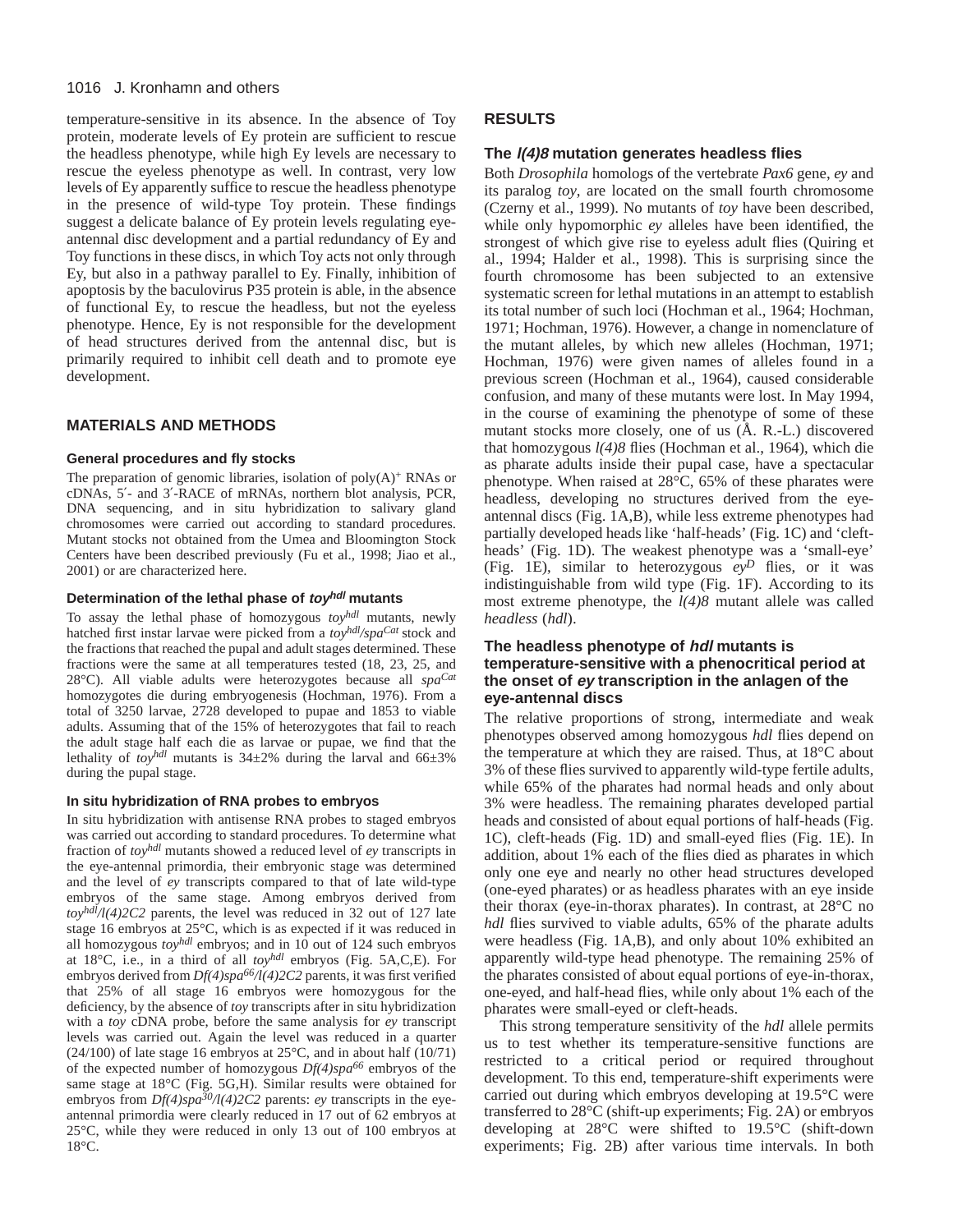temperature-sensitive in its absence. In the absence of Toy protein, moderate levels of Ey protein are sufficient to rescue the headless phenotype, while high Ey levels are necessary to rescue the eyeless phenotype as well. In contrast, very low levels of Ey apparently suffice to rescue the headless phenotype in the presence of wild-type Toy protein. These findings suggest a delicate balance of Ey protein levels regulating eye-antennal disc development and a partial redundancy of Ey and Toy functions in these discs, in which Toy acts not only through Ey, but also in a pathway parallel to Ey. Finally, inhibition of apoptosis by the baculovirus P35 protein is able, in the absence of functional Ey, to rescue the headless, but not the eyeless phenotype. Hence, Ey is not responsible for the development of head structures derived from the antennal disc, but is primarily required to inhibit cell death and to promote eye development.

## MATERIALS AND METHODS

### General procedures and fly stocks

The preparation of genomic libraries, isolation of poly(A)$^+$ RNAs or cDNAs, 5′- and 3′-RACE of mRNAs, northern blot analysis, PCR, DNA sequencing, and in situ hybridization to salivary gland chromosomes were carried out according to standard procedures. Mutant stocks not obtained from the Umea and Bloomington Stock Centers have been described previously (Fu et al., 1998; Jiao et al., 2001) or are characterized here.

### Determination of the lethal phase of *toy$^{hdl}$* mutants

To assay the lethal phase of homozygous *toy$^{hdl}$* mutants, newly hatched first instar larvae were picked from a *toy$^{hdl}$/spa$^{Cat}$* stock and the fractions that reached the pupal and adult stages determined. These fractions were the same at all temperatures tested (18, 23, 25, and 28°C). All viable adults were heterozygotes because all *spa$^{Cat}$* homozygotes die during embryogenesis (Hochman, 1976). From a total of 3250 larvae, 2728 developed to pupae and 1853 to viable adults. Assuming that of the 15% of heterozygotes that fail to reach the adult stage half each die as larvae or pupae, we find that the lethality of *toy$^{hdl}$* mutants is 34±2% during the larval and 66±3% during the pupal stage.

### In situ hybridization of RNA probes to embryos

In situ hybridization with antisense RNA probes to staged embryos was carried out according to standard procedures. To determine what fraction of *toy$^{hdl}$* mutants showed a reduced level of *ey* transcripts in the eye-antennal primordia, their embryonic stage was determined and the level of *ey* transcripts compared to that of late wild-type embryos of the same stage. Among embryos derived from *toy$^{hdl}$/l(4)2C2* parents, the level was reduced in 32 out of 127 late stage 16 embryos at 25°C, which is as expected if it was reduced in all homozygous *toy$^{hdl}$* embryos; and in 10 out of 124 such embryos at 18°C, i.e., in a third of all *toy$^{hdl}$* embryos (Fig. 5A,C,E). For embryos derived from *Df(4)spa$^{66}$/l(4)2C2* parents, it was first verified that 25% of all stage 16 embryos were homozygous for the deficiency, by the absence of *toy* transcripts after in situ hybridization with a *toy* cDNA probe, before the same analysis for *ey* transcript levels was carried out. Again the level was reduced in a quarter (24/100) of late stage 16 embryos at 25°C, and in about half (10/71) of the expected number of homozygous *Df(4)spa$^{66}$* embryos of the same stage at 18°C (Fig. 5G,H). Similar results were obtained for embryos from *Df(4)spa$^{30}$/l(4)2C2* parents: *ey* transcripts in the eye-antennal primordia were clearly reduced in 17 out of 62 embryos at 25°C, while they were reduced in only 13 out of 100 embryos at 18°C.

## RESULTS

### The *l(4)8* mutation generates headless flies

Both *Drosophila* homologs of the vertebrate *Pax6* gene, *ey* and its paralog *toy*, are located on the small fourth chromosome (Czerny et al., 1999). No mutants of *toy* have been described, while only hypomorphic *ey* alleles have been identified, the strongest of which give rise to eyeless adult flies (Quiring et al., 1994; Halder et al., 1998). This is surprising since the fourth chromosome has been subjected to an extensive systematic screen for lethal mutations in an attempt to establish its total number of such loci (Hochman et al., 1964; Hochman, 1971; Hochman, 1976). However, a change in nomenclature of the mutant alleles, by which new alleles (Hochman, 1971; Hochman, 1976) were given names of alleles found in a previous screen (Hochman et al., 1964), caused considerable confusion, and many of these mutants were lost. In May 1994, in the course of examining the phenotype of some of these mutant stocks more closely, one of us (Å. R.-L.) discovered that homozygous *l(4)8* flies (Hochman et al., 1964), which die as pharate adults inside their pupal case, have a spectacular phenotype. When raised at 28°C, 65% of these pharates were headless, developing no structures derived from the eye-antennal discs (Fig. 1A,B), while less extreme phenotypes had partially developed heads like 'half-heads' (Fig. 1C) and 'cleft-heads' (Fig. 1D). The weakest phenotype was a 'small-eye' (Fig. 1E), similar to heterozygous *ey$^{D}$* flies, or it was indistinguishable from wild type (Fig. 1F). According to its most extreme phenotype, the *l(4)8* mutant allele was called *headless* (*hdl*).

### The headless phenotype of *hdl* mutants is temperature-sensitive with a phenocritical period at the onset of *ey* transcription in the anlagen of the eye-antennal discs

The relative proportions of strong, intermediate and weak phenotypes observed among homozygous *hdl* flies depend on the temperature at which they are raised. Thus, at 18°C about 3% of these flies survived to apparently wild-type fertile adults, while 65% of the pharates had normal heads and only about 3% were headless. The remaining pharates developed partial heads and consisted of about equal portions of half-heads (Fig. 1C), cleft-heads (Fig. 1D) and small-eyed flies (Fig. 1E). In addition, about 1% each of the flies died as pharates in which only one eye and nearly no other head structures developed (one-eyed pharates) or as headless pharates with an eye inside their thorax (eye-in-thorax pharates). In contrast, at 28°C no *hdl* flies survived to viable adults, 65% of the pharate adults were headless (Fig. 1A,B), and only about 10% exhibited an apparently wild-type head phenotype. The remaining 25% of the pharates consisted of about equal portions of eye-in-thorax, one-eyed, and half-head flies, while only about 1% each of the pharates were small-eyed or cleft-heads.

This strong temperature sensitivity of the *hdl* allele permits us to test whether its temperature-sensitive functions are restricted to a critical period or required throughout development. To this end, temperature-shift experiments were carried out during which embryos developing at 19.5°C were transferred to 28°C (shift-up experiments; Fig. 2A) or embryos developing at 28°C were shifted to 19.5°C (shift-down experiments; Fig. 2B) after various time intervals. In both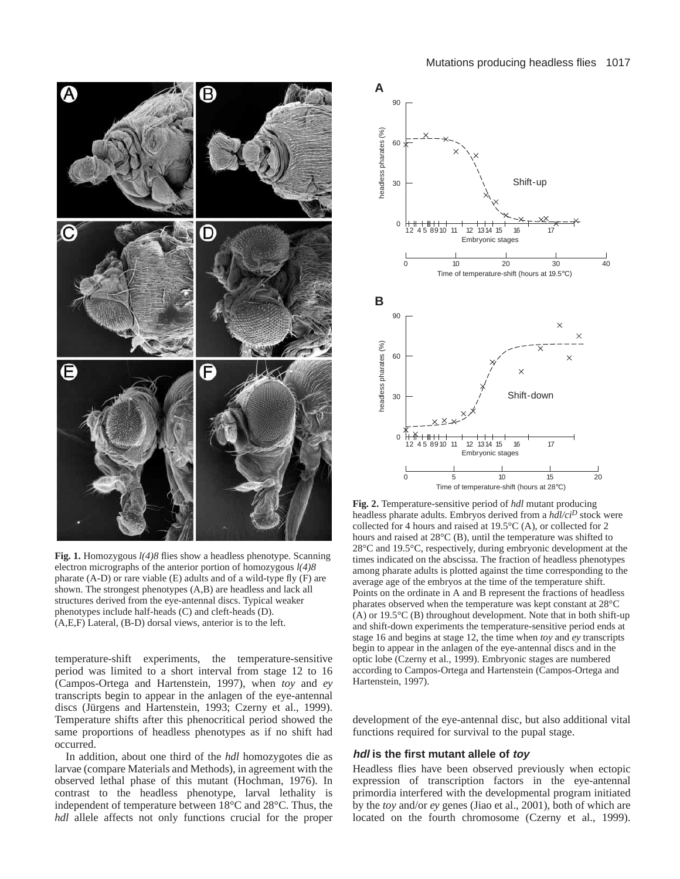**Fig. 1.** Homozygous *l(4)8* flies show a headless phenotype. Scanning electron micrographs of the anterior portion of homozygous *l(4)8* pharate (A-D) or rare viable (E) adults and of a wild-type fly (F) are shown. The strongest phenotypes (A,B) are headless and lack all structures derived from the eye-antennal discs. Typical weaker phenotypes include half-heads (C) and cleft-heads (D). (A,E,F) Lateral, (B-D) dorsal views, anterior is to the left.

**Fig. 2.** Temperature-sensitive period of *hdl* mutant producing headless pharate adults. Embryos derived from a *hdl/ci*$^{D}$ stock were collected for 4 hours and raised at 19.5°C (A), or collected for 2 hours and raised at 28°C (B), until the temperature was shifted to 28°C and 19.5°C, respectively, during embryonic development at the times indicated on the abscissa. The fraction of headless phenotypes among pharate adults is plotted against the time corresponding to the average age of the embryos at the time of the temperature shift. Points on the ordinate in A and B represent the fractions of headless pharates observed when the temperature was kept constant at 28°C (A) or 19.5°C (B) throughout development. Note that in both shift-up and shift-down experiments the temperature-sensitive period ends at stage 16 and begins at stage 12, the time when *toy* and *ey* transcripts begin to appear in the anlagen of the eye-antennal discs and in the optic lobe (Czerny et al., 1999). Embryonic stages are numbered according to Campos-Ortega and Hartenstein (Campos-Ortega and Hartenstein, 1997).

temperature-shift experiments, the temperature-sensitive period was limited to a short interval from stage 12 to 16 (Campos-Ortega and Hartenstein, 1997), when *toy* and *ey* transcripts begin to appear in the anlagen of the eye-antennal discs (Jürgens and Hartenstein, 1993; Czerny et al., 1999). Temperature shifts after this phenocritical period showed the same proportions of headless phenotypes as if no shift had occurred.

In addition, about one third of the *hdl* homozygotes die as larvae (compare Materials and Methods), in agreement with the observed lethal phase of this mutant (Hochman, 1976). In contrast to the headless phenotype, larval lethality is independent of temperature between 18°C and 28°C. Thus, the *hdl* allele affects not only functions crucial for the proper development of the eye-antennal disc, but also additional vital functions required for survival to the pupal stage.

### *hdl* is the first mutant allele of *toy*

Headless flies have been observed previously when ectopic expression of transcription factors in the eye-antennal primordia interfered with the developmental program initiated by the *toy* and/or *ey* genes (Jiao et al., 2001), both of which are located on the fourth chromosome (Czerny et al., 1999).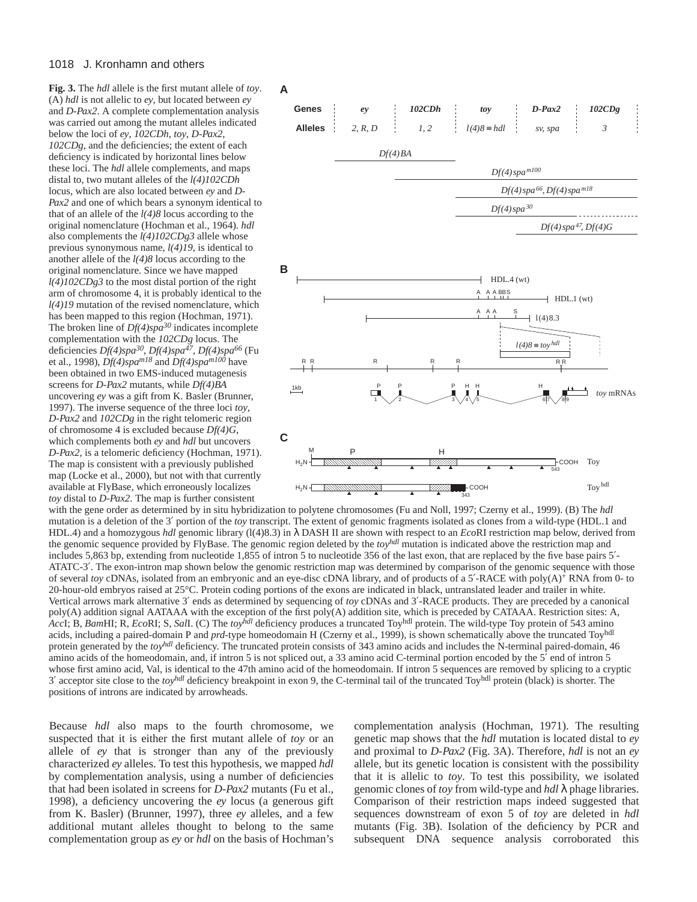**Fig. 3.** The *hdl* allele is the first mutant allele of *toy*. (A) *hdl* is not allelic to *ey*, but located between *ey* and *D-Pax2*. A complete complementation analysis was carried out among the mutant alleles indicated below the loci of *ey*, *102CDh*, *toy*, *D-Pax2*, *102CDg*, and the deficiencies; the extent of each deficiency is indicated by horizontal lines below these loci. The *hdl* allele complements, and maps distal to, two mutant alleles of the *l(4)102CDh* locus, which are also located between *ey* and *D-Pax2* and one of which bears a synonym identical to that of an allele of the *l(4)8* locus according to the original nomenclature (Hochman et al., 1964). *hdl* also complements the *l(4)102CDg3* allele whose previous synonymous name, *l(4)19*, is identical to another allele of the *l(4)8* locus according to the original nomenclature. Since we have mapped *l(4)102CDg3* to the most distal portion of the right arm of chromosome 4, it is probably identical to the *l(4)19* mutation of the revised nomenclature, which has been mapped to this region (Hochman, 1971). The broken line of *Df(4)spa*$^{30}$ indicates incomplete complementation with the *102CDg* locus. The deficiencies *Df(4)spa*$^{30}$, *Df(4)spa*$^{47}$, *Df(4)spa*$^{66}$ (Fu et al., 1998), *Df(4)spa*$^{m18}$ and *Df(4)spa*$^{m100}$ have been obtained in two EMS-induced mutagenesis screens for *D-Pax2* mutants, while *Df(4)BA* uncovering *ey* was a gift from K. Basler (Brunner, 1997). The inverse sequence of the three loci *toy*, *D-Pax2* and *102CDg* in the right telomeric region of chromosome 4 is excluded because *Df(4)G*, which complements both *ey* and *hdl* but uncovers *D-Pax2*, is a telomeric deficiency (Hochman, 1971). The map is consistent with a previously published map (Locke et al., 2000), but not with that currently available at FlyBase, which erroneously localizes *toy* distal to *D-Pax2*. The map is further consistent with the gene order as determined by in situ hybridization to polytene chromosomes (Fu and Noll, 1997; Czerny et al., 1999). (B) The *hdl* mutation is a deletion of the 3′ portion of the *toy* transcript. The extent of genomic fragments isolated as clones from a wild-type (HDL.1 and HDL.4) and a homozygous *hdl* genomic library (l(4)8.3) in λ DASH II are shown with respect to an *Eco*RI restriction map below, derived from the genomic sequence provided by FlyBase. The genomic region deleted by the *toy*$^{hdl}$ mutation is indicated above the restriction map and includes 5,863 bp, extending from nucleotide 1,855 of intron 5 to nucleotide 356 of the last exon, that are replaced by the five base pairs 5′-ATATC-3′. The exon-intron map shown below the genomic restriction map was determined by comparison of the genomic sequence with those of several *toy* cDNAs, isolated from an embryonic and an eye-disc cDNA library, and of products of a 5′-RACE with poly(A)$^{+}$ RNA from 0- to 20-hour-old embryos raised at 25°C. Protein coding portions of the exons are indicated in black, untranslated leader and trailer in white. Vertical arrows mark alternative 3′ ends as determined by sequencing of *toy* cDNAs and 3′-RACE products. They are preceded by a canonical poly(A) addition signal AATAAA with the exception of the first poly(A) addition site, which is preceded by CATAAA. Restriction sites: A, *Acc*I; B, *Bam*HI; R, *Eco*RI; S, *Sal*I. (C) The *toy*$^{hdl}$ deficiency produces a truncated Toy$^{hdl}$ protein. The wild-type Toy protein of 543 amino acids, including a paired-domain P and *prd*-type homeodomain H (Czerny et al., 1999), is shown schematically above the truncated Toy$^{hdl}$ protein generated by the *toy*$^{hdl}$ deficiency. The truncated protein consists of 343 amino acids and includes the N-terminal paired-domain, 46 amino acids of the homeodomain, and, if intron 5 is not spliced out, a 33 amino acid C-terminal portion encoded by the 5′ end of intron 5 whose first amino acid, Val, is identical to the 47th amino acid of the homeodomain. If intron 5 sequences are removed by splicing to a cryptic 3′ acceptor site close to the *toy*$^{hdl}$ deficiency breakpoint in exon 9, the C-terminal tail of the truncated Toy$^{hdl}$ protein (black) is shorter. The positions of introns are indicated by arrowheads.

Because *hdl* also maps to the fourth chromosome, we suspected that it is either the first mutant allele of *toy* or an allele of *ey* that is stronger than any of the previously characterized *ey* alleles. To test this hypothesis, we mapped *hdl* by complementation analysis, using a number of deficiencies that had been isolated in screens for *D-Pax2* mutants (Fu et al., 1998), a deficiency uncovering the *ey* locus (a generous gift from K. Basler) (Brunner, 1997), three *ey* alleles, and a few additional mutant alleles thought to belong to the same complementation group as *ey* or *hdl* on the basis of Hochman's complementation analysis (Hochman, 1971). The resulting genetic map shows that the *hdl* mutation is located distal to *ey* and proximal to *D-Pax2* (Fig. 3A). Therefore, *hdl* is not an *ey* allele, but its genetic location is consistent with the possibility that it is allelic to *toy*. To test this possibility, we isolated genomic clones of *toy* from wild-type and *hdl* λ phage libraries. Comparison of their restriction maps indeed suggested that sequences downstream of exon 5 of *toy* are deleted in *hdl* mutants (Fig. 3B). Isolation of the deficiency by PCR and subsequent DNA sequence analysis corroborated this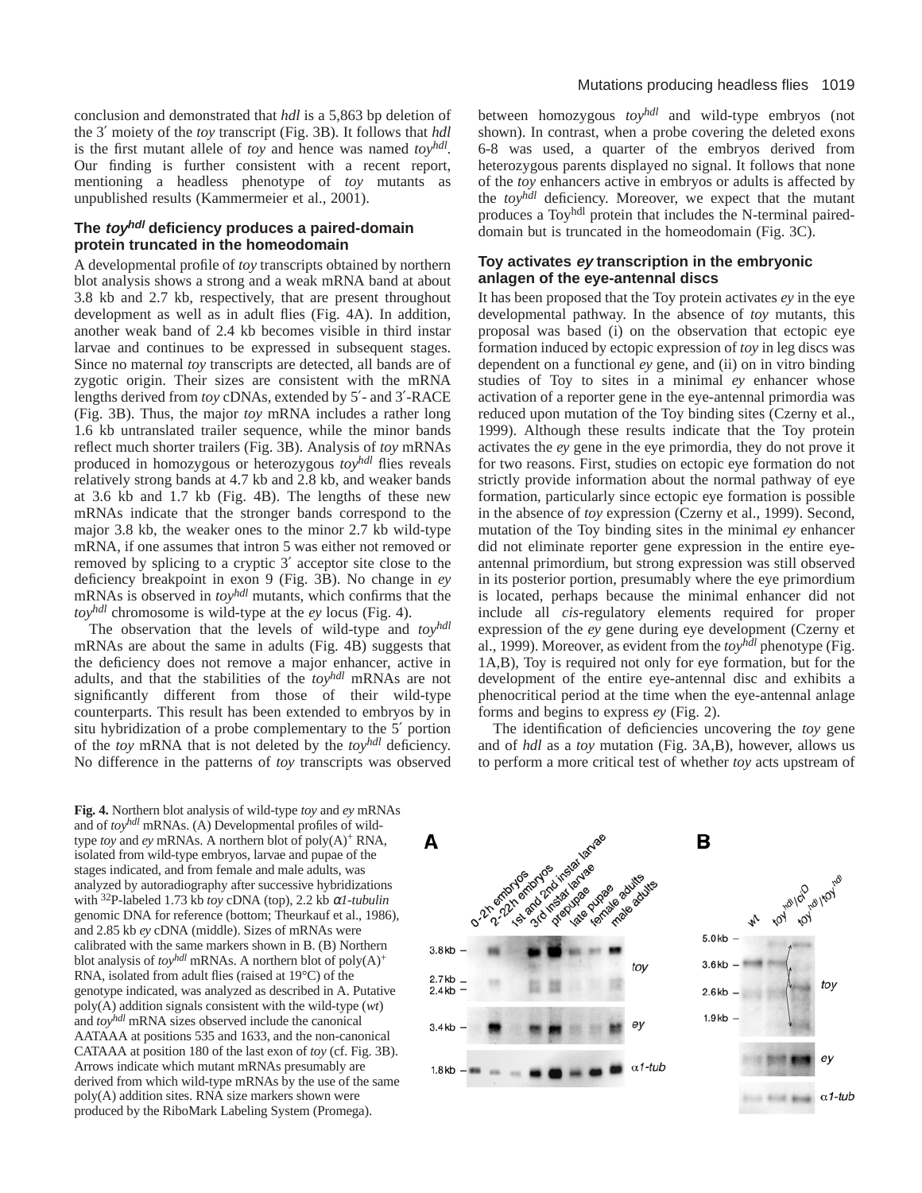conclusion and demonstrated that *hdl* is a 5,863 bp deletion of the 3′ moiety of the *toy* transcript (Fig. 3B). It follows that *hdl* is the first mutant allele of *toy* and hence was named *toy*$^{hdl}$. Our finding is further consistent with a recent report, mentioning a headless phenotype of *toy* mutants as unpublished results (Kammermeier et al., 2001).

### The *toy*$^{hdl}$ deficiency produces a paired-domain protein truncated in the homeodomain

A developmental profile of *toy* transcripts obtained by northern blot analysis shows a strong and a weak mRNA band at about 3.8 kb and 2.7 kb, respectively, that are present throughout development as well as in adult flies (Fig. 4A). In addition, another weak band of 2.4 kb becomes visible in third instar larvae and continues to be expressed in subsequent stages. Since no maternal *toy* transcripts are detected, all bands are of zygotic origin. Their sizes are consistent with the mRNA lengths derived from *toy* cDNAs, extended by 5′- and 3′-RACE (Fig. 3B). Thus, the major *toy* mRNA includes a rather long 1.6 kb untranslated trailer sequence, while the minor bands reflect much shorter trailers (Fig. 3B). Analysis of *toy* mRNAs produced in homozygous or heterozygous *toy*$^{hdl}$ flies reveals relatively strong bands at 4.7 kb and 2.8 kb, and weaker bands at 3.6 kb and 1.7 kb (Fig. 4B). The lengths of these new mRNAs indicate that the stronger bands correspond to the major 3.8 kb, the weaker ones to the minor 2.7 kb wild-type mRNA, if one assumes that intron 5 was either not removed or removed by splicing to a cryptic 3′ acceptor site close to the deficiency breakpoint in exon 9 (Fig. 3B). No change in *ey* mRNAs is observed in *toy*$^{hdl}$ mutants, which confirms that the *toy*$^{hdl}$ chromosome is wild-type at the *ey* locus (Fig. 4).

The observation that the levels of wild-type and *toy*$^{hdl}$ mRNAs are about the same in adults (Fig. 4B) suggests that the deficiency does not remove a major enhancer, active in adults, and that the stabilities of the *toy*$^{hdl}$ mRNAs are not significantly different from those of their wild-type counterparts. This result has been extended to embryos by in situ hybridization of a probe complementary to the 5′ portion of the *toy* mRNA that is not deleted by the *toy*$^{hdl}$ deficiency. No difference in the patterns of *toy* transcripts was observed between homozygous *toy*$^{hdl}$ and wild-type embryos (not shown). In contrast, when a probe covering the deleted exons 6-8 was used, a quarter of the embryos derived from heterozygous parents displayed no signal. It follows that none of the *toy* enhancers active in embryos or adults is affected by the *toy*$^{hdl}$ deficiency. Moreover, we expect that the mutant produces a Toy$^{hdl}$ protein that includes the N-terminal paired-domain but is truncated in the homeodomain (Fig. 3C).

### Toy activates *ey* transcription in the embryonic anlagen of the eye-antennal discs

It has been proposed that the Toy protein activates *ey* in the eye developmental pathway. In the absence of *toy* mutants, this proposal was based (i) on the observation that ectopic eye formation induced by ectopic expression of *toy* in leg discs was dependent on a functional *ey* gene, and (ii) on in vitro binding studies of Toy to sites in a minimal *ey* enhancer whose activation of a reporter gene in the eye-antennal primordia was reduced upon mutation of the Toy binding sites (Czerny et al., 1999). Although these results indicate that the Toy protein activates the *ey* gene in the eye primordia, they do not prove it for two reasons. First, studies on ectopic eye formation do not strictly provide information about the normal pathway of eye formation, particularly since ectopic eye formation is possible in the absence of *toy* expression (Czerny et al., 1999). Second, mutation of the Toy binding sites in the minimal *ey* enhancer did not eliminate reporter gene expression in the entire eye-antennal primordium, but strong expression was still observed in its posterior portion, presumably where the eye primordium is located, perhaps because the minimal enhancer did not include all *cis*-regulatory elements required for proper expression of the *ey* gene during eye development (Czerny et al., 1999). Moreover, as evident from the *toy*$^{hdl}$ phenotype (Fig. 1A,B), Toy is required not only for eye formation, but for the development of the entire eye-antennal disc and exhibits a phenocritical period at the time when the eye-antennal anlage forms and begins to express *ey* (Fig. 2).

The identification of deficiencies uncovering the *toy* gene and of *hdl* as a *toy* mutation (Fig. 3A,B), however, allows us to perform a more critical test of whether *toy* acts upstream of

**Fig. 4.** Northern blot analysis of wild-type *toy* and *ey* mRNAs and of *toy*$^{hdl}$ mRNAs. (A) Developmental profiles of wild-type *toy* and *ey* mRNAs. A northern blot of poly(A)$^{+}$ RNA, isolated from wild-type embryos, larvae and pupae of the stages indicated, and from female and male adults, was analyzed by autoradiography after successive hybridizations with $^{32}$P-labeled 1.73 kb *toy* cDNA (top), 2.2 kb *α1-tubulin* genomic DNA for reference (bottom; Theurkauf et al., 1986), and 2.85 kb *ey* cDNA (middle). Sizes of mRNAs were calibrated with the same markers shown in B. (B) Northern blot analysis of *toy*$^{hdl}$ mRNAs. A northern blot of poly(A)$^{+}$ RNA, isolated from adult flies (raised at 19°C) of the genotype indicated, was analyzed as described in A. Putative poly(A) addition signals consistent with the wild-type (*wt*) and *toy*$^{hdl}$ mRNA sizes observed include the canonical AATAAA at positions 535 and 1633, and the non-canonical CATAAA at position 180 of the last exon of *toy* (cf. Fig. 3B). Arrows indicate which mutant mRNAs presumably are derived from which wild-type mRNAs by the use of the same poly(A) addition sites. RNA size markers shown were produced by the RiboMark Labeling System (Promega).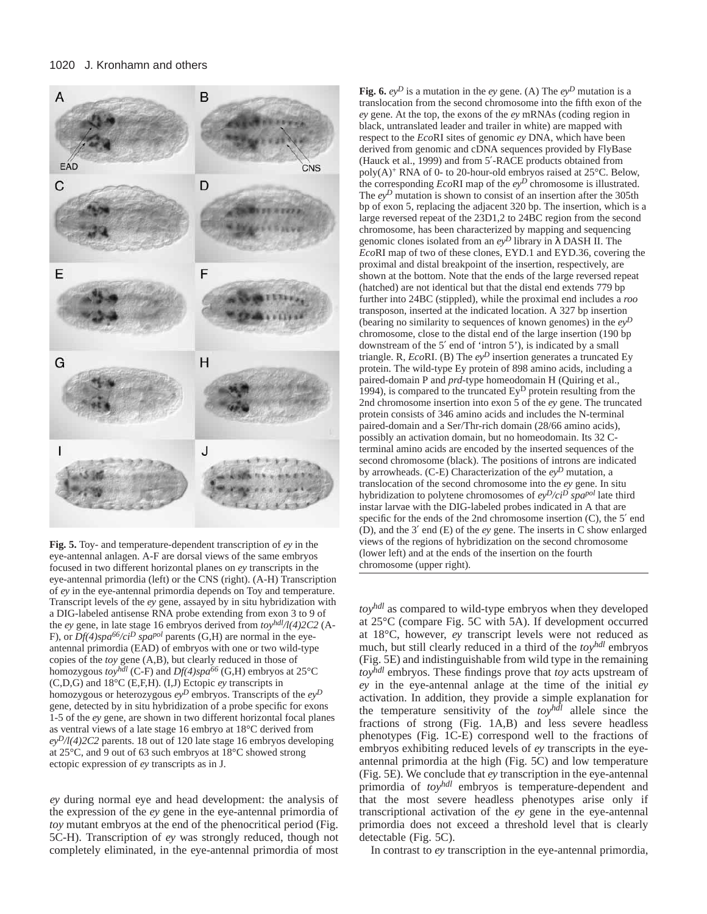**Fig. 5.** Toy- and temperature-dependent transcription of *ey* in the eye-antennal anlagen. A-F are dorsal views of the same embryos focused in two different horizontal planes on *ey* transcripts in the eye-antennal primordia (left) or the CNS (right). (A-H) Transcription of *ey* in the eye-antennal primordia depends on Toy and temperature. Transcript levels of the *ey* gene, assayed by in situ hybridization with a DIG-labeled antisense RNA probe extending from exon 3 to 9 of the *ey* gene, in late stage 16 embryos derived from $toy^{hdl}/l(4)2C2$ (A-F), or $Df(4)spa^{66}/ci^{D}\ spa^{pol}$ parents (G,H) are normal in the eye-antennal primordia (EAD) of embryos with one or two wild-type copies of the *toy* gene (A,B), but clearly reduced in those of homozygous $toy^{hdl}$ (C-F) and $Df(4)spa^{66}$ (G,H) embryos at 25°C (C,D,G) and 18°C (E,F,H). (I,J) Ectopic *ey* transcripts in homozygous or heterozygous $ey^{D}$ embryos. Transcripts of the $ey^{D}$ gene, detected by in situ hybridization of a probe specific for exons 1-5 of the *ey* gene, are shown in two different horizontal focal planes as ventral views of a late stage 16 embryo at 18°C derived from $ey^{D}/l(4)2C2$ parents. 18 out of 120 late stage 16 embryos developing at 25°C, and 9 out of 63 such embryos at 18°C showed strong ectopic expression of *ey* transcripts as in J.

*ey* during normal eye and head development: the analysis of the expression of the *ey* gene in the eye-antennal primordia of *toy* mutant embryos at the end of the phenocritical period (Fig. 5C-H). Transcription of *ey* was strongly reduced, though not completely eliminated, in the eye-antennal primordia of most $toy^{hdl}$ as compared to wild-type embryos when they developed at 25°C (compare Fig. 5C with 5A). If development occurred at 18°C, however, *ey* transcript levels were not reduced as much, but still clearly reduced in a third of the $toy^{hdl}$ embryos (Fig. 5E) and indistinguishable from wild type in the remaining $toy^{hdl}$ embryos. These findings prove that *toy* acts upstream of *ey* in the eye-antennal anlage at the time of the initial *ey* activation. In addition, they provide a simple explanation for the temperature sensitivity of the $toy^{hdl}$ allele since the fractions of strong (Fig. 1A,B) and less severe headless phenotypes (Fig. 1C-E) correspond well to the fractions of embryos exhibiting reduced levels of *ey* transcripts in the eye-antennal primordia at the high (Fig. 5C) and low temperature (Fig. 5E). We conclude that *ey* transcription in the eye-antennal primordia of $toy^{hdl}$ embryos is temperature-dependent and that the most severe headless phenotypes arise only if transcriptional activation of the *ey* gene in the eye-antennal primordia does not exceed a threshold level that is clearly detectable (Fig. 5C).

In contrast to *ey* transcription in the eye-antennal primordia,

**Fig. 6.** $ey^{D}$ is a mutation in the *ey* gene. (A) The $ey^{D}$ mutation is a translocation from the second chromosome into the fifth exon of the *ey* gene. At the top, the exons of the *ey* mRNAs (coding region in black, untranslated leader and trailer in white) are mapped with respect to the *Eco*RI sites of genomic *ey* DNA, which have been derived from genomic and cDNA sequences provided by FlyBase (Hauck et al., 1999) and from 5′-RACE products obtained from poly(A)$^{+}$ RNA of 0- to 20-hour-old embryos raised at 25°C. Below, the corresponding *Eco*RI map of the $ey^{D}$ chromosome is illustrated. The $ey^{D}$ mutation is shown to consist of an insertion after the 305th bp of exon 5, replacing the adjacent 320 bp. The insertion, which is a large reversed repeat of the 23D1,2 to 24BC region from the second chromosome, has been characterized by mapping and sequencing genomic clones isolated from an $ey^{D}$ library in λ DASH II. The *Eco*RI map of two of these clones, EYD.1 and EYD.36, covering the proximal and distal breakpoint of the insertion, respectively, are shown at the bottom. Note that the ends of the large reversed repeat (hatched) are not identical but that the distal end extends 779 bp further into 24BC (stippled), while the proximal end includes a *roo* transposon, inserted at the indicated location. A 327 bp insertion (bearing no similarity to sequences of known genomes) in the $ey^{D}$ chromosome, close to the distal end of the large insertion (190 bp downstream of the 5′ end of 'intron 5'), is indicated by a small triangle. R, *Eco*RI. (B) The $ey^{D}$ insertion generates a truncated Ey protein. The wild-type Ey protein of 898 amino acids, including a paired-domain P and *prd*-type homeodomain H (Quiring et al., 1994), is compared to the truncated $Ey^{D}$ protein resulting from the 2nd chromosome insertion into exon 5 of the *ey* gene. The truncated protein consists of 346 amino acids and includes the N-terminal paired-domain and a Ser/Thr-rich domain (28/66 amino acids), possibly an activation domain, but no homeodomain. Its 32 C-terminal amino acids are encoded by the inserted sequences of the second chromosome (black). The positions of introns are indicated by arrowheads. (C-E) Characterization of the $ey^{D}$ mutation, a translocation of the second chromosome into the *ey* gene. In situ hybridization to polytene chromosomes of $ey^{D}/ci^{D}\ spa^{pol}$ late third instar larvae with the DIG-labeled probes indicated in A that are specific for the ends of the 2nd chromosome insertion (C), the 5′ end (D), and the 3′ end (E) of the *ey* gene. The inserts in C show enlarged views of the regions of hybridization on the second chromosome (lower left) and at the ends of the insertion on the fourth chromosome (upper right).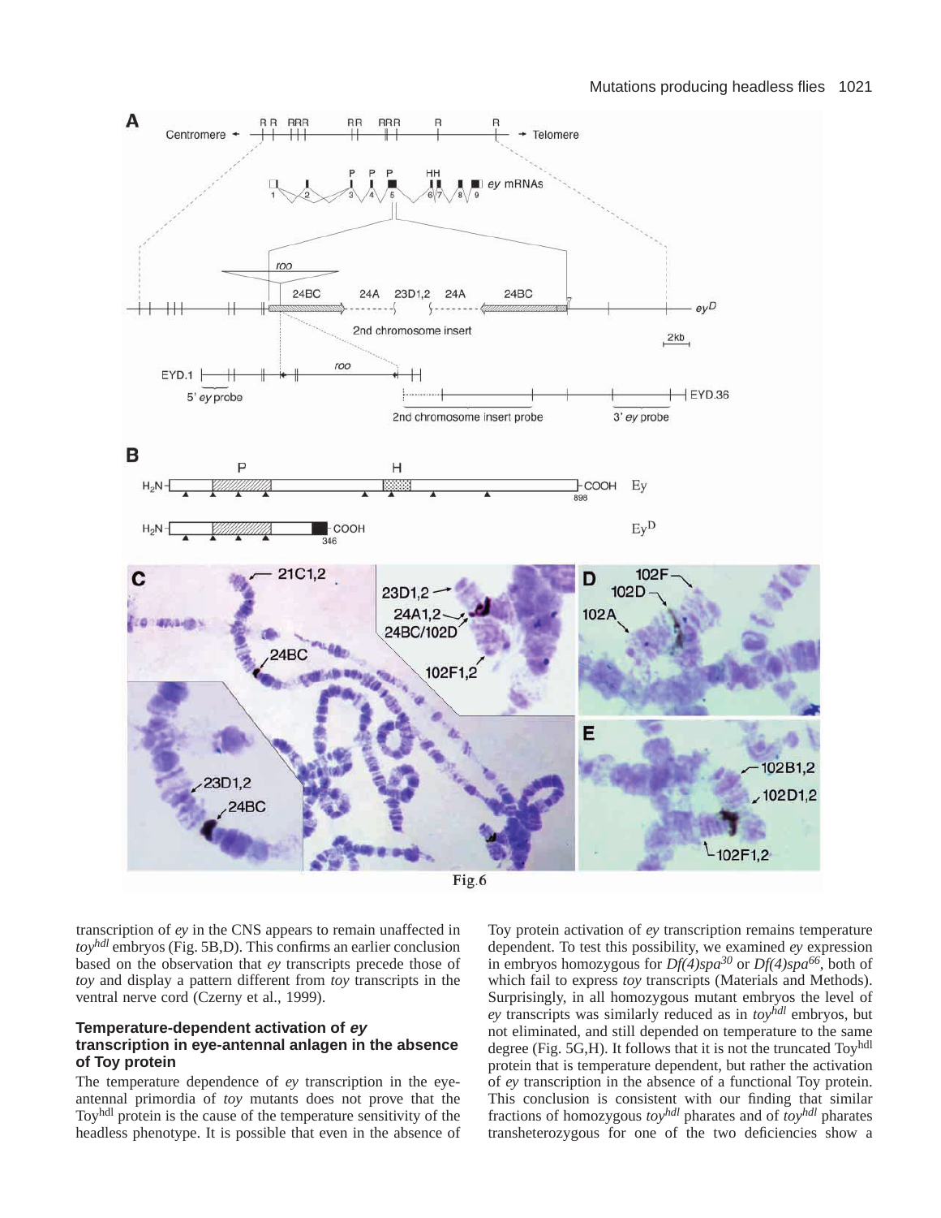transcription of *ey* in the CNS appears to remain unaffected in *toy*$^{hdl}$ embryos (Fig. 5B,D). This confirms an earlier conclusion based on the observation that *ey* transcripts precede those of *toy* and display a pattern different from *toy* transcripts in the ventral nerve cord (Czerny et al., 1999).

### Temperature-dependent activation of *ey* transcription in eye-antennal anlagen in the absence of Toy protein

The temperature dependence of *ey* transcription in the eye-antennal primordia of *toy* mutants does not prove that the Toy$^{hdl}$ protein is the cause of the temperature sensitivity of the headless phenotype. It is possible that even in the absence of Toy protein activation of *ey* transcription remains temperature dependent. To test this possibility, we examined *ey* expression in embryos homozygous for *Df(4)spa*$^{30}$ or *Df(4)spa*$^{66}$, both of which fail to express *toy* transcripts (Materials and Methods). Surprisingly, in all homozygous mutant embryos the level of *ey* transcripts was similarly reduced as in *toy*$^{hdl}$ embryos, but not eliminated, and still depended on temperature to the same degree (Fig. 5G,H). It follows that it is not the truncated Toy$^{hdl}$ protein that is temperature dependent, but rather the activation of *ey* transcription in the absence of a functional Toy protein. This conclusion is consistent with our finding that similar fractions of homozygous *toy*$^{hdl}$ pharates and of *toy*$^{hdl}$ pharates transheterozygous for one of the two deficiencies show a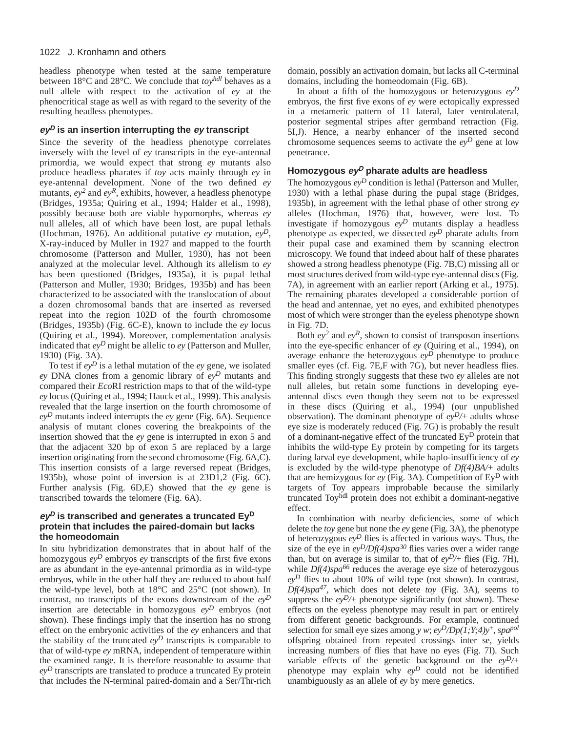headless phenotype when tested at the same temperature between 18°C and 28°C. We conclude that *toy*$^{hdl}$ behaves as a null allele with respect to the activation of *ey* at the phenocritical stage as well as with regard to the severity of the resulting headless phenotypes.

### *ey*$^{D}$ is an insertion interrupting the *ey* transcript

Since the severity of the headless phenotype correlates inversely with the level of *ey* transcripts in the eye-antennal primordia, we would expect that strong *ey* mutants also produce headless pharates if *toy* acts mainly through *ey* in eye-antennal development. None of the two defined *ey* mutants, *ey*$^{2}$ and *ey*$^{R}$, exhibits, however, a headless phenotype (Bridges, 1935a; Quiring et al., 1994; Halder et al., 1998), possibly because both are viable hypomorphs, whereas *ey* null alleles, all of which have been lost, are pupal lethals (Hochman, 1976). An additional putative *ey* mutation, *ey*$^{D}$, X-ray-induced by Muller in 1927 and mapped to the fourth chromosome (Patterson and Muller, 1930), has not been analyzed at the molecular level. Although its allelism to *ey* has been questioned (Bridges, 1935a), it is pupal lethal (Patterson and Muller, 1930; Bridges, 1935b) and has been characterized to be associated with the translocation of about a dozen chromosomal bands that are inserted as reversed repeat into the region 102D of the fourth chromosome (Bridges, 1935b) (Fig. 6C-E), known to include the *ey* locus (Quiring et al., 1994). Moreover, complementation analysis indicated that *ey*$^{D}$ might be allelic to *ey* (Patterson and Muller, 1930) (Fig. 3A).

To test if *ey*$^{D}$ is a lethal mutation of the *ey* gene, we isolated *ey* DNA clones from a genomic library of *ey*$^{D}$ mutants and compared their *Eco*RI restriction maps to that of the wild-type *ey* locus (Quiring et al., 1994; Hauck et al., 1999). This analysis revealed that the large insertion on the fourth chromosome of *ey*$^{D}$ mutants indeed interrupts the *ey* gene (Fig. 6A). Sequence analysis of mutant clones covering the breakpoints of the insertion showed that the *ey* gene is interrupted in exon 5 and that the adjacent 320 bp of exon 5 are replaced by a large insertion originating from the second chromosome (Fig. 6A,C). This insertion consists of a large reversed repeat (Bridges, 1935b), whose point of inversion is at 23D1,2 (Fig. 6C). Further analysis (Fig. 6D,E) showed that the *ey* gene is transcribed towards the telomere (Fig. 6A).

### *ey*$^{D}$ is transcribed and generates a truncated Ey$^{D}$ protein that includes the paired-domain but lacks the homeodomain

In situ hybridization demonstrates that in about half of the homozygous *ey*$^{D}$ embryos *ey* transcripts of the first five exons are as abundant in the eye-antennal primordia as in wild-type embryos, while in the other half they are reduced to about half the wild-type level, both at 18°C and 25°C (not shown). In contrast, no transcripts of the exons downstream of the *ey*$^{D}$ insertion are detectable in homozygous *ey*$^{D}$ embryos (not shown). These findings imply that the insertion has no strong effect on the embryonic activities of the *ey* enhancers and that the stability of the truncated *ey*$^{D}$ transcripts is comparable to that of wild-type *ey* mRNA, independent of temperature within the examined range. It is therefore reasonable to assume that *ey*$^{D}$ transcripts are translated to produce a truncated Ey protein that includes the N-terminal paired-domain and a Ser/Thr-rich domain, possibly an activation domain, but lacks all C-terminal domains, including the homeodomain (Fig. 6B).

In about a fifth of the homozygous or heterozygous *ey*$^{D}$ embryos, the first five exons of *ey* were ectopically expressed in a metameric pattern of 11 lateral, later ventrolateral, posterior segmental stripes after germband retraction (Fig. 5I,J). Hence, a nearby enhancer of the inserted second chromosome sequences seems to activate the *ey*$^{D}$ gene at low penetrance.

### Homozygous *ey*$^{D}$ pharate adults are headless

The homozygous *ey*$^{D}$ condition is lethal (Patterson and Muller, 1930) with a lethal phase during the pupal stage (Bridges, 1935b), in agreement with the lethal phase of other strong *ey* alleles (Hochman, 1976) that, however, were lost. To investigate if homozygous *ey*$^{D}$ mutants display a headless phenotype as expected, we dissected *ey*$^{D}$ pharate adults from their pupal case and examined them by scanning electron microscopy. We found that indeed about half of these pharates showed a strong headless phenotype (Fig. 7B,C) missing all or most structures derived from wild-type eye-antennal discs (Fig. 7A), in agreement with an earlier report (Arking et al., 1975). The remaining pharates developed a considerable portion of the head and antennae, yet no eyes, and exhibited phenotypes most of which were stronger than the eyeless phenotype shown in Fig. 7D.

Both *ey*$^{2}$ and *ey*$^{R}$, shown to consist of transposon insertions into the eye-specific enhancer of *ey* (Quiring et al., 1994), on average enhance the heterozygous *ey*$^{D}$ phenotype to produce smaller eyes (cf. Fig. 7E,F with 7G), but never headless flies. This finding strongly suggests that these two *ey* alleles are not null alleles, but retain some functions in developing eye-antennal discs even though they seem not to be expressed in these discs (Quiring et al., 1994) (our unpublished observation). The dominant phenotype of *ey*$^{D}$/+ adults whose eye size is moderately reduced (Fig. 7G) is probably the result of a dominant-negative effect of the truncated Ey$^{D}$ protein that inhibits the wild-type Ey protein by competing for its targets during larval eye development, while haplo-insufficiency of *ey* is excluded by the wild-type phenotype of *Df(4)BA*/+ adults that are hemizygous for *ey* (Fig. 3A). Competition of Ey$^{D}$ with targets of Toy appears improbable because the similarly truncated Toy$^{hdl}$ protein does not exhibit a dominant-negative effect.

In combination with nearby deficiencies, some of which delete the *toy* gene but none the *ey* gene (Fig. 3A), the phenotype of heterozygous *ey*$^{D}$ flies is affected in various ways. Thus, the size of the eye in *ey*$^{D}$/*Df(4)spa*$^{30}$ flies varies over a wider range than, but on average is similar to, that of *ey*$^{D}$/+ flies (Fig. 7H), while *Df(4)spa*$^{66}$ reduces the average eye size of heterozygous *ey*$^{D}$ flies to about 10% of wild type (not shown). In contrast, *Df(4)spa*$^{47}$, which does not delete *toy* (Fig. 3A), seems to suppress the *ey*$^{D}$/+ phenotype significantly (not shown). These effects on the eyeless phenotype may result in part or entirely from different genetic backgrounds. For example, continued selection for small eye sizes among *y w*; *ey*$^{D}$/*Dp(1;Y;4)y*$^{+}$, *spa*$^{pol}$ offspring obtained from repeated crossings inter se, yields increasing numbers of flies that have no eyes (Fig. 7I). Such variable effects of the genetic background on the *ey*$^{D}$/+ phenotype may explain why *ey*$^{D}$ could not be identified unambiguously as an allele of *ey* by mere genetics.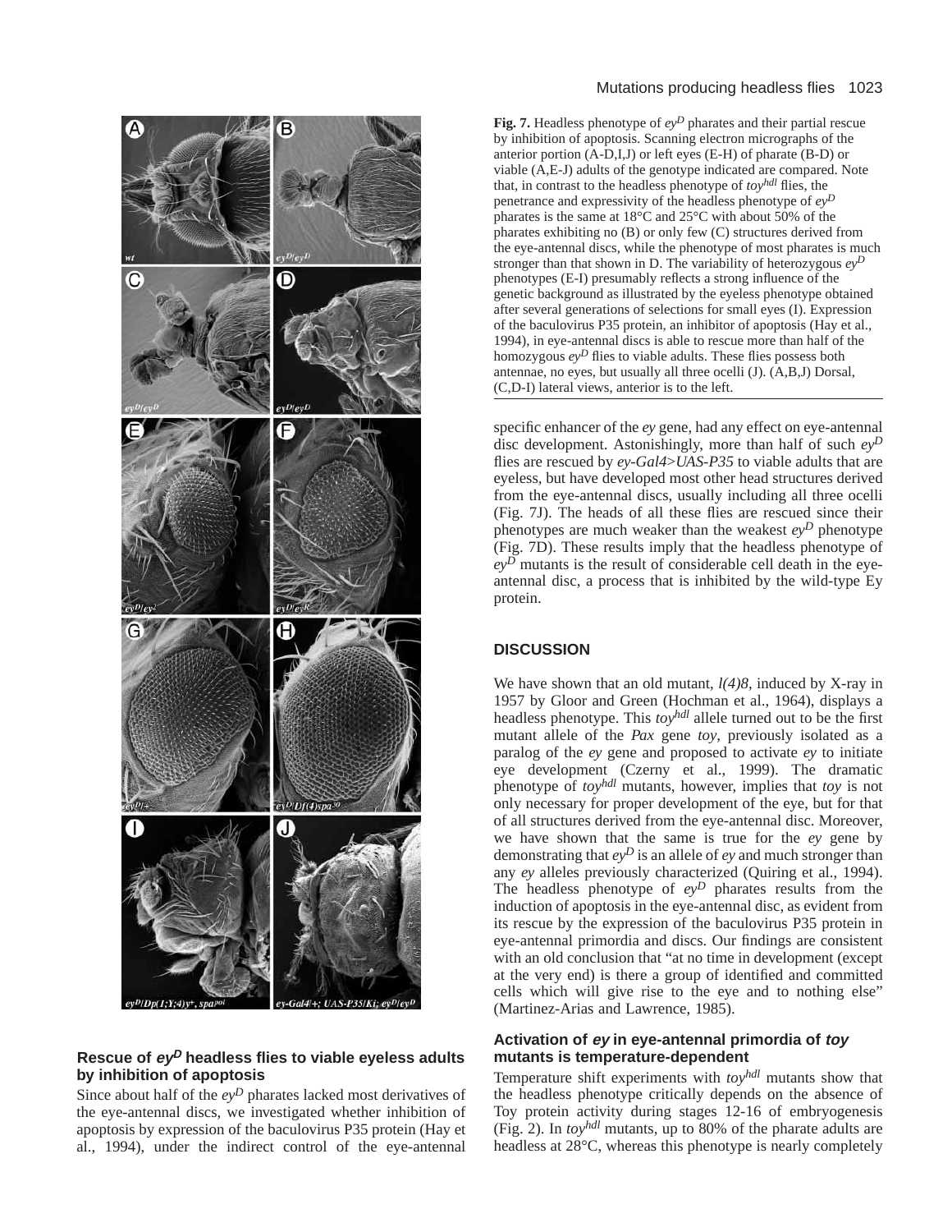**Fig. 7.** Headless phenotype of $ey^D$ pharates and their partial rescue by inhibition of apoptosis. Scanning electron micrographs of the anterior portion (A-D,I,J) or left eyes (E-H) of pharate (B-D) or viable (A,E-J) adults of the genotype indicated are compared. Note that, in contrast to the headless phenotype of $toy^{hdl}$ flies, the penetrance and expressivity of the headless phenotype of $ey^D$ pharates is the same at 18°C and 25°C with about 50% of the pharates exhibiting no (B) or only few (C) structures derived from the eye-antennal discs, while the phenotype of most pharates is much stronger than that shown in D. The variability of heterozygous $ey^D$ phenotypes (E-I) presumably reflects a strong influence of the genetic background as illustrated by the eyeless phenotype obtained after several generations of selections for small eyes (I). Expression of the baculovirus P35 protein, an inhibitor of apoptosis (Hay et al., 1994), in eye-antennal discs is able to rescue more than half of the homozygous $ey^D$ flies to viable adults. These flies possess both antennae, no eyes, but usually all three ocelli (J). (A,B,J) Dorsal, (C,D-I) lateral views, anterior is to the left.

### Rescue of $ey^D$ headless flies to viable eyeless adults by inhibition of apoptosis

Since about half of the $ey^D$ pharates lacked most derivatives of the eye-antennal discs, we investigated whether inhibition of apoptosis by expression of the baculovirus P35 protein (Hay et al., 1994), under the indirect control of the eye-antennal specific enhancer of the *ey* gene, had any effect on eye-antennal disc development. Astonishingly, more than half of such $ey^D$ flies are rescued by *ey-Gal4>UAS-P35* to viable adults that are eyeless, but have developed most other head structures derived from the eye-antennal discs, usually including all three ocelli (Fig. 7J). The heads of all these flies are rescued since their phenotypes are much weaker than the weakest $ey^D$ phenotype (Fig. 7D). These results imply that the headless phenotype of $ey^D$ mutants is the result of considerable cell death in the eye-antennal disc, a process that is inhibited by the wild-type Ey protein.

## DISCUSSION

We have shown that an old mutant, *l(4)8*, induced by X-ray in 1957 by Gloor and Green (Hochman et al., 1964), displays a headless phenotype. This $toy^{hdl}$ allele turned out to be the first mutant allele of the *Pax* gene *toy*, previously isolated as a paralog of the *ey* gene and proposed to activate *ey* to initiate eye development (Czerny et al., 1999). The dramatic phenotype of $toy^{hdl}$ mutants, however, implies that *toy* is not only necessary for proper development of the eye, but for that of all structures derived from the eye-antennal disc. Moreover, we have shown that the same is true for the *ey* gene by demonstrating that $ey^D$ is an allele of *ey* and much stronger than any *ey* alleles previously characterized (Quiring et al., 1994). The headless phenotype of $ey^D$ pharates results from the induction of apoptosis in the eye-antennal disc, as evident from its rescue by the expression of the baculovirus P35 protein in eye-antennal primordia and discs. Our findings are consistent with an old conclusion that "at no time in development (except at the very end) is there a group of identified and committed cells which will give rise to the eye and to nothing else" (Martinez-Arias and Lawrence, 1985).

### Activation of *ey* in eye-antennal primordia of *toy* mutants is temperature-dependent

Temperature shift experiments with $toy^{hdl}$ mutants show that the headless phenotype critically depends on the absence of Toy protein activity during stages 12-16 of embryogenesis (Fig. 2). In $toy^{hdl}$ mutants, up to 80% of the pharate adults are headless at 28°C, whereas this phenotype is nearly completely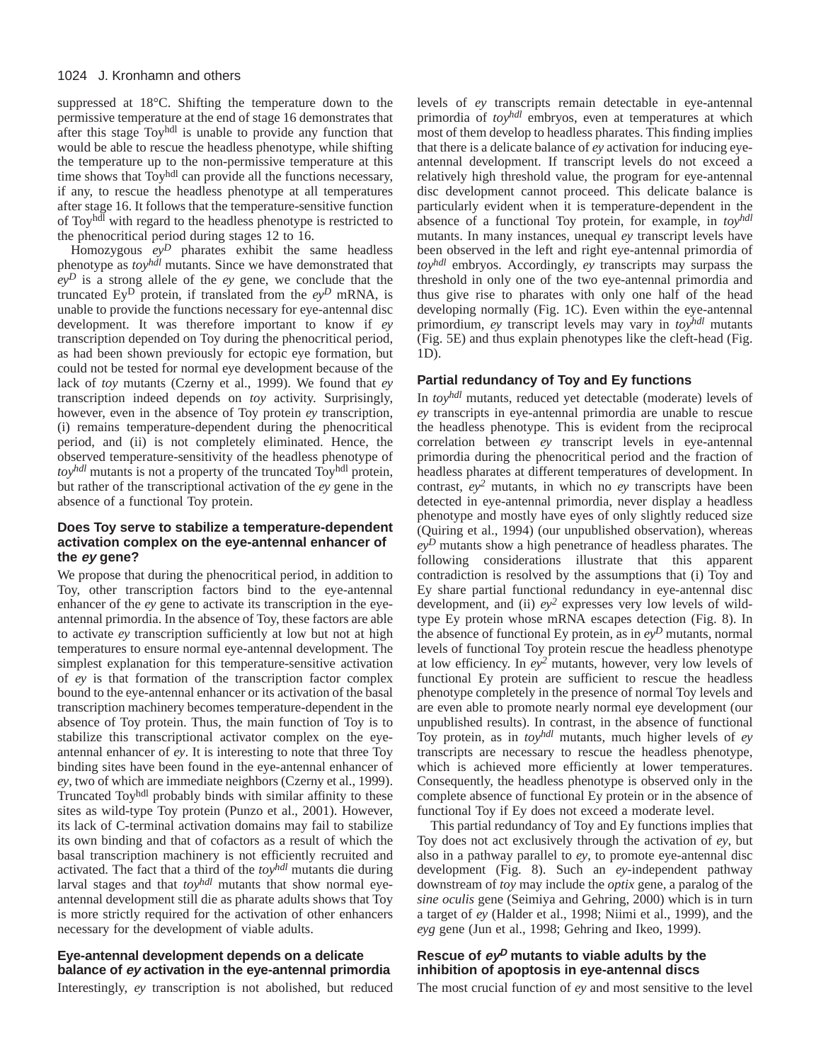suppressed at 18°C. Shifting the temperature down to the permissive temperature at the end of stage 16 demonstrates that after this stage Toy$^{hdl}$ is unable to provide any function that would be able to rescue the headless phenotype, while shifting the temperature up to the non-permissive temperature at this time shows that Toy$^{hdl}$ can provide all the functions necessary, if any, to rescue the headless phenotype at all temperatures after stage 16. It follows that the temperature-sensitive function of Toy$^{hdl}$ with regard to the headless phenotype is restricted to the phenocritical period during stages 12 to 16.

Homozygous *ey*$^{D}$ pharates exhibit the same headless phenotype as *toy*$^{hdl}$ mutants. Since we have demonstrated that *ey*$^{D}$ is a strong allele of the *ey* gene, we conclude that the truncated Ey$^{D}$ protein, if translated from the *ey*$^{D}$ mRNA, is unable to provide the functions necessary for eye-antennal disc development. It was therefore important to know if *ey* transcription depended on Toy during the phenocritical period, as had been shown previously for ectopic eye formation, but could not be tested for normal eye development because of the lack of *toy* mutants (Czerny et al., 1999). We found that *ey* transcription indeed depends on *toy* activity. Surprisingly, however, even in the absence of Toy protein *ey* transcription, (i) remains temperature-dependent during the phenocritical period, and (ii) is not completely eliminated. Hence, the observed temperature-sensitivity of the headless phenotype of *toy*$^{hdl}$ mutants is not a property of the truncated Toy$^{hdl}$ protein, but rather of the transcriptional activation of the *ey* gene in the absence of a functional Toy protein.

### Does Toy serve to stabilize a temperature-dependent activation complex on the eye-antennal enhancer of the *ey* gene?

We propose that during the phenocritical period, in addition to Toy, other transcription factors bind to the eye-antennal enhancer of the *ey* gene to activate its transcription in the eye-antennal primordia. In the absence of Toy, these factors are able to activate *ey* transcription sufficiently at low but not at high temperatures to ensure normal eye-antennal development. The simplest explanation for this temperature-sensitive activation of *ey* is that formation of the transcription factor complex bound to the eye-antennal enhancer or its activation of the basal transcription machinery becomes temperature-dependent in the absence of Toy protein. Thus, the main function of Toy is to stabilize this transcriptional activator complex on the eye-antennal enhancer of *ey*. It is interesting to note that three Toy binding sites have been found in the eye-antennal enhancer of *ey*, two of which are immediate neighbors (Czerny et al., 1999). Truncated Toy$^{hdl}$ probably binds with similar affinity to these sites as wild-type Toy protein (Punzo et al., 2001). However, its lack of C-terminal activation domains may fail to stabilize its own binding and that of cofactors as a result of which the basal transcription machinery is not efficiently recruited and activated. The fact that a third of the *toy*$^{hdl}$ mutants die during larval stages and that *toy*$^{hdl}$ mutants that show normal eye-antennal development still die as pharate adults shows that Toy is more strictly required for the activation of other enhancers necessary for the development of viable adults.

### Eye-antennal development depends on a delicate balance of *ey* activation in the eye-antennal primordia

Interestingly, *ey* transcription is not abolished, but reduced levels of *ey* transcripts remain detectable in eye-antennal primordia of *toy*$^{hdl}$ embryos, even at temperatures at which most of them develop to headless pharates. This finding implies that there is a delicate balance of *ey* activation for inducing eye-antennal development. If transcript levels do not exceed a relatively high threshold value, the program for eye-antennal disc development cannot proceed. This delicate balance is particularly evident when it is temperature-dependent in the absence of a functional Toy protein, for example, in *toy*$^{hdl}$ mutants. In many instances, unequal *ey* transcript levels have been observed in the left and right eye-antennal primordia of *toy*$^{hdl}$ embryos. Accordingly, *ey* transcripts may surpass the threshold in only one of the two eye-antennal primordia and thus give rise to pharates with only one half of the head developing normally (Fig. 1C). Even within the eye-antennal primordium, *ey* transcript levels may vary in *toy*$^{hdl}$ mutants (Fig. 5E) and thus explain phenotypes like the cleft-head (Fig. 1D).

### Partial redundancy of Toy and Ey functions

In *toy*$^{hdl}$ mutants, reduced yet detectable (moderate) levels of *ey* transcripts in eye-antennal primordia are unable to rescue the headless phenotype. This is evident from the reciprocal correlation between *ey* transcript levels in eye-antennal primordia during the phenocritical period and the fraction of headless pharates at different temperatures of development. In contrast, *ey*$^{2}$ mutants, in which no *ey* transcripts have been detected in eye-antennal primordia, never display a headless phenotype and mostly have eyes of only slightly reduced size (Quiring et al., 1994) (our unpublished observation), whereas *ey*$^{D}$ mutants show a high penetrance of headless pharates. The following considerations illustrate that this apparent contradiction is resolved by the assumptions that (i) Toy and Ey share partial functional redundancy in eye-antennal disc development, and (ii) *ey*$^{2}$ expresses very low levels of wild-type Ey protein whose mRNA escapes detection (Fig. 8). In the absence of functional Ey protein, as in *ey*$^{D}$ mutants, normal levels of functional Toy protein rescue the headless phenotype at low efficiency. In *ey*$^{2}$ mutants, however, very low levels of functional Ey protein are sufficient to rescue the headless phenotype completely in the presence of normal Toy levels and are even able to promote nearly normal eye development (our unpublished results). In contrast, in the absence of functional Toy protein, as in *toy*$^{hdl}$ mutants, much higher levels of *ey* transcripts are necessary to rescue the headless phenotype, which is achieved more efficiently at lower temperatures. Consequently, the headless phenotype is observed only in the complete absence of functional Ey protein or in the absence of functional Toy if Ey does not exceed a moderate level.

This partial redundancy of Toy and Ey functions implies that Toy does not act exclusively through the activation of *ey*, but also in a pathway parallel to *ey*, to promote eye-antennal disc development (Fig. 8). Such an *ey*-independent pathway downstream of *toy* may include the *optix* gene, a paralog of the *sine oculis* gene (Seimiya and Gehring, 2000) which is in turn a target of *ey* (Halder et al., 1998; Niimi et al., 1999), and the *eyg* gene (Jun et al., 1998; Gehring and Ikeo, 1999).

### Rescue of *ey*$^{D}$ mutants to viable adults by the inhibition of apoptosis in eye-antennal discs

The most crucial function of *ey* and most sensitive to the level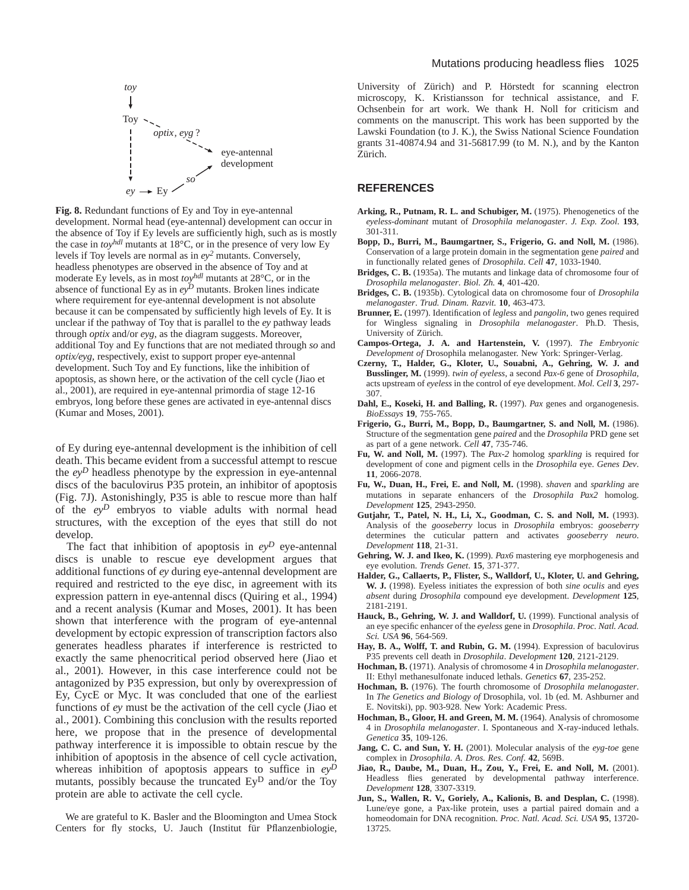**Fig. 8.** Redundant functions of Ey and Toy in eye-antennal development. Normal head (eye-antennal) development can occur in the absence of Toy if Ey levels are sufficiently high, such as is mostly the case in *toy[hdl]* mutants at 18°C, or in the presence of very low Ey levels if Toy levels are normal as in *ey[2]* mutants. Conversely, headless phenotypes are observed in the absence of Toy and at moderate Ey levels, as in most *toy[hdl]* mutants at 28°C, or in the absence of functional Ey as in *ey[D]* mutants. Broken lines indicate where requirement for eye-antennal development is not absolute because it can be compensated by sufficiently high levels of Ey. It is unclear if the pathway of Toy that is parallel to the *ey* pathway leads through *optix* and/or *eyg*, as the diagram suggests. Moreover, additional Toy and Ey functions that are not mediated through *so* and *optix/eyg*, respectively, exist to support proper eye-antennal development. Such Toy and Ey functions, like the inhibition of apoptosis, as shown here, or the activation of the cell cycle (Jiao et al., 2001), are required in eye-antennal primordia of stage 12-16 embryos, long before these genes are activated in eye-antennal discs (Kumar and Moses, 2001).

of Ey during eye-antennal development is the inhibition of cell death. This became evident from a successful attempt to rescue the *ey[D]* headless phenotype by the expression in eye-antennal discs of the baculovirus P35 protein, an inhibitor of apoptosis (Fig. 7J). Astonishingly, P35 is able to rescue more than half of the *ey[D]* embryos to viable adults with normal head structures, with the exception of the eyes that still do not develop.

The fact that inhibition of apoptosis in *ey[D]* eye-antennal discs is unable to rescue eye development argues that additional functions of *ey* during eye-antennal development are required and restricted to the eye disc, in agreement with its expression pattern in eye-antennal discs (Quiring et al., 1994) and a recent analysis (Kumar and Moses, 2001). It has been shown that interference with the program of eye-antennal development by ectopic expression of transcription factors also generates headless pharates if interference is restricted to exactly the same phenocritical period observed here (Jiao et al., 2001). However, in this case interference could not be antagonized by P35 expression, but only by overexpression of Ey, CycE or Myc. It was concluded that one of the earliest functions of *ey* must be the activation of the cell cycle (Jiao et al., 2001). Combining this conclusion with the results reported here, we propose that in the presence of developmental pathway interference it is impossible to obtain rescue by the inhibition of apoptosis in the absence of cell cycle activation, whereas inhibition of apoptosis appears to suffice in *ey[D]* mutants, possibly because the truncated Ey[D] and/or the Toy protein are able to activate the cell cycle.

We are grateful to K. Basler and the Bloomington and Umea Stock Centers for fly stocks, U. Jauch (Institut für Pflanzenbiologie, University of Zürich) and P. Hörstedt for scanning electron microscopy, K. Kristiansson for technical assistance, and F. Ochsenbein for art work. We thank H. Noll for criticism and comments on the manuscript. This work has been supported by the Lawski Foundation (to J. K.), the Swiss National Science Foundation grants 31-40874.94 and 31-56817.99 (to M. N.), and by the Kanton Zürich.

## REFERENCES

**Arking, R., Putnam, R. L. and Schubiger, M.** (1975). Phenogenetics of the *eyeless-dominant* mutant of *Drosophila melanogaster*. *J. Exp. Zool.* **193**, 301-311.

**Bopp, D., Burri, M., Baumgartner, S., Frigerio, G. and Noll, M.** (1986). Conservation of a large protein domain in the segmentation gene *paired* and in functionally related genes of *Drosophila*. *Cell* **47**, 1033-1940.

**Bridges, C. B.** (1935a). The mutants and linkage data of chromosome four of *Drosophila melanogaster*. *Biol. Zh.* **4**, 401-420.

**Bridges, C. B.** (1935b). Cytological data on chromosome four of *Drosophila melanogaster*. *Trud. Dinam. Razvit.* **10**, 463-473.

**Brunner, E.** (1997). Identification of *legless* and *pangolin*, two genes required for Wingless signaling in *Drosophila melanogaster*. Ph.D. Thesis, University of Zürich.

**Campos-Ortega, J. A. and Hartenstein, V.** (1997). *The Embryonic Development of* Drosophila melanogaster. New York: Springer-Verlag.

**Czerny, T., Halder, G., Kloter, U., Souabni, A., Gehring, W. J. and Busslinger, M.** (1999). *twin of eyeless*, a second *Pax-6* gene of *Drosophila*, acts upstream of *eyeless* in the control of eye development. *Mol. Cell* **3**, 297-307.

**Dahl, E., Koseki, H. and Balling, R.** (1997). *Pax* genes and organogenesis. *BioEssays* **19**, 755-765.

**Frigerio, G., Burri, M., Bopp, D., Baumgartner, S. and Noll, M.** (1986). Structure of the segmentation gene *paired* and the *Drosophila* PRD gene set as part of a gene network. *Cell* **47**, 735-746.

**Fu, W. and Noll, M.** (1997). The *Pax-2* homolog *sparkling* is required for development of cone and pigment cells in the *Drosophila* eye. *Genes Dev*. **11**, 2066-2078.

**Fu, W., Duan, H., Frei, E. and Noll, M.** (1998). *shaven* and *sparkling* are mutations in separate enhancers of the *Drosophila Pax2* homolog. *Development* **125**, 2943-2950.

**Gutjahr, T., Patel, N. H., Li, X., Goodman, C. S. and Noll, M.** (1993). Analysis of the *gooseberry* locus in *Drosophila* embryos: *gooseberry* determines the cuticular pattern and activates *gooseberry neuro*. *Development* **118**, 21-31.

**Gehring, W. J. and Ikeo, K.** (1999). *Pax6* mastering eye morphogenesis and eye evolution. *Trends Genet.* **15**, 371-377.

**Halder, G., Callaerts, P., Flister, S., Walldorf, U., Kloter, U. and Gehring, W. J.** (1998). Eyeless initiates the expression of both *sine oculis* and *eyes absent* during *Drosophila* compound eye development. *Development* **125**, 2181-2191.

**Hauck, B., Gehring, W. J. and Walldorf, U.** (1999). Functional analysis of an eye specific enhancer of the *eyeless* gene in *Drosophila*. *Proc. Natl. Acad. Sci. USA* **96**, 564-569.

**Hay, B. A., Wolff, T. and Rubin, G. M.** (1994). Expression of baculovirus P35 prevents cell death in *Drosophila*. *Development* **120**, 2121-2129.

**Hochman, B.** (1971). Analysis of chromosome 4 in *Drosophila melanogaster*. II: Ethyl methanesulfonate induced lethals. *Genetics* **67**, 235-252.

**Hochman, B.** (1976). The fourth chromosome of *Drosophila melanogaster*. In *The Genetics and Biology of* Drosophila, vol. 1b (ed. M. Ashburner and E. Novitski), pp. 903-928. New York: Academic Press.

**Hochman, B., Gloor, H. and Green, M. M.** (1964). Analysis of chromosome 4 in *Drosophila melanogaster*. I. Spontaneous and X-ray-induced lethals. *Genetica* **35**, 109-126.

**Jang, C. C. and Sun, Y. H.** (2001). Molecular analysis of the *eyg-toe* gene complex in *Drosophila*. *A. Dros. Res. Conf.* **42**, 569B.

**Jiao, R., Daube, M., Duan, H., Zou, Y., Frei, E. and Noll, M.** (2001). Headless flies generated by developmental pathway interference. *Development* **128**, 3307-3319.

**Jun, S., Wallen, R. V., Goriely, A., Kalionis, B. and Desplan, C.** (1998). Lune/eye gone, a Pax-like protein, uses a partial paired domain and a homeodomain for DNA recognition. *Proc. Natl. Acad. Sci. USA* **95**, 13720-13725.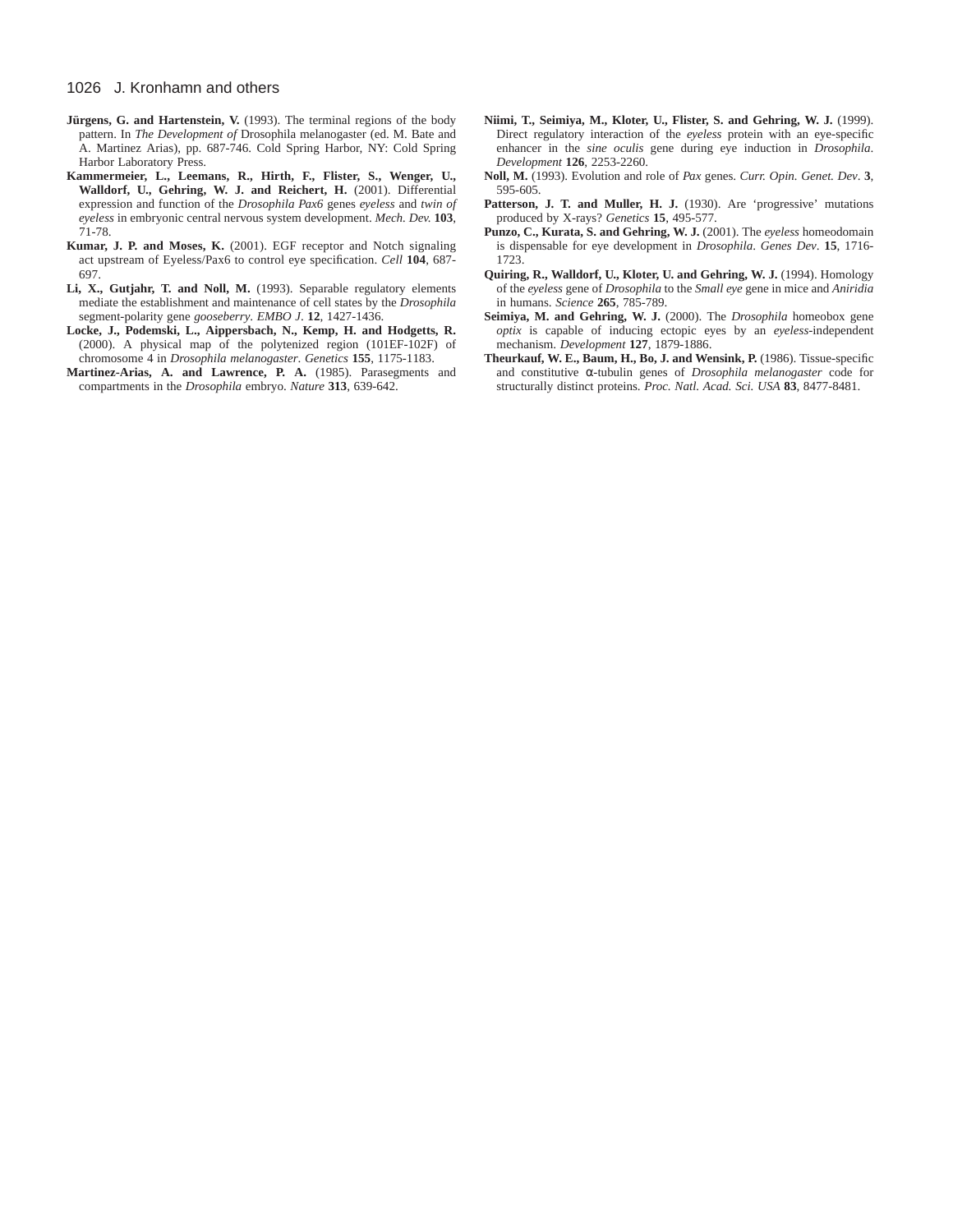**Jürgens, G. and Hartenstein, V.** (1993). The terminal regions of the body pattern. In *The Development of* Drosophila melanogaster (ed. M. Bate and A. Martinez Arias), pp. 687-746. Cold Spring Harbor, NY: Cold Spring Harbor Laboratory Press.

**Kammermeier, L., Leemans, R., Hirth, F., Flister, S., Wenger, U., Walldorf, U., Gehring, W. J. and Reichert, H.** (2001). Differential expression and function of the *Drosophila Pax6* genes *eyeless* and *twin of eyeless* in embryonic central nervous system development. *Mech. Dev.* **103**, 71-78.

**Kumar, J. P. and Moses, K.** (2001). EGF receptor and Notch signaling act upstream of Eyeless/Pax6 to control eye specification. *Cell* **104**, 687-697.

**Li, X., Gutjahr, T. and Noll, M.** (1993). Separable regulatory elements mediate the establishment and maintenance of cell states by the *Drosophila* segment-polarity gene *gooseberry*. *EMBO J.* **12**, 1427-1436.

**Locke, J., Podemski, L., Aippersbach, N., Kemp, H. and Hodgetts, R.** (2000). A physical map of the polytenized region (101EF-102F) of chromosome 4 in *Drosophila melanogaster*. *Genetics* **155**, 1175-1183.

**Martinez-Arias, A. and Lawrence, P. A.** (1985). Parasegments and compartments in the *Drosophila* embryo. *Nature* **313**, 639-642.

**Niimi, T., Seimiya, M., Kloter, U., Flister, S. and Gehring, W. J.** (1999). Direct regulatory interaction of the *eyeless* protein with an eye-specific enhancer in the *sine oculis* gene during eye induction in *Drosophila*. *Development* **126**, 2253-2260.

**Noll, M.** (1993). Evolution and role of *Pax* genes. *Curr. Opin. Genet. Dev*. **3**, 595-605.

**Patterson, J. T. and Muller, H. J.** (1930). Are 'progressive' mutations produced by X-rays? *Genetics* **15**, 495-577.

**Punzo, C., Kurata, S. and Gehring, W. J.** (2001). The *eyeless* homeodomain is dispensable for eye development in *Drosophila*. *Genes Dev*. **15**, 1716-1723.

**Quiring, R., Walldorf, U., Kloter, U. and Gehring, W. J.** (1994). Homology of the *eyeless* gene of *Drosophila* to the *Small eye* gene in mice and *Aniridia* in humans. *Science* **265**, 785-789.

**Seimiya, M. and Gehring, W. J.** (2000). The *Drosophila* homeobox gene *optix* is capable of inducing ectopic eyes by an *eyeless*-independent mechanism. *Development* **127**, 1879-1886.

**Theurkauf, W. E., Baum, H., Bo, J. and Wensink, P.** (1986). Tissue-specific and constitutive α-tubulin genes of *Drosophila melanogaster* code for structurally distinct proteins. *Proc. Natl. Acad. Sci. USA* **83**, 8477-8481.